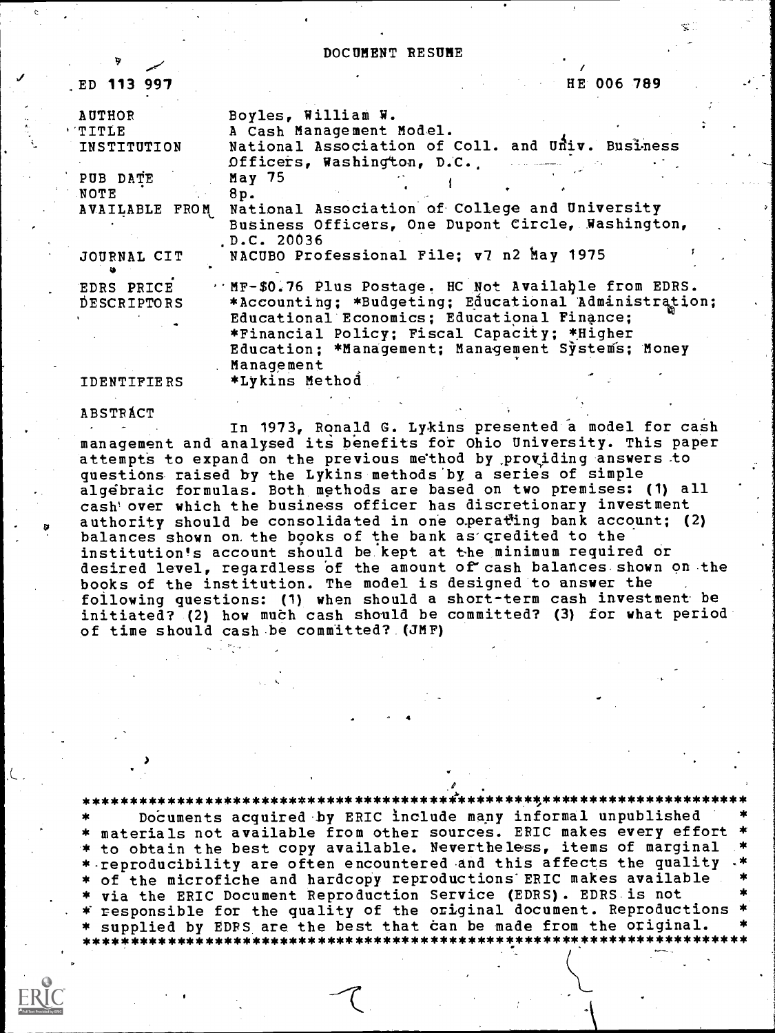# DOCUMENT RESUME

| | |
|---|---|
| ED 113 997 | HE 006 789 |
| AUTHOR | Boyles, William W. |
| TITLE | A Cash Management Model. |
| INSTITUTION | National Association of Coll. and Univ. Business Officers, Washington, D.C. |
| PUB DATE | May 75 |
| NOTE | 8p. |
| AVAILABLE FROM | National Association of College and University Business Officers, One Dupont Circle, Washington, D.C. 20036 |
| JOURNAL CIT | NACUBO Professional File; v7 n2 May 1975 |
| EDRS PRICE | MF-$0.76 Plus Postage. HC Not Available from EDRS. |
| DESCRIPTORS | *Accounting; *Budgeting; Educational Administration; Educational Economics; Educational Finance; *Financial Policy; Fiscal Capacity; *Higher Education; *Management; Management Systems; Money Management |
| IDENTIFIERS | *Lykins Method |

ABSTRACT

In 1973, Ronald G. Lykins presented a model for cash management and analysed its benefits for Ohio University. This paper attempts to expand on the previous method by providing answers to questions raised by the Lykins methods by a series of simple algebraic formulas. Both methods are based on two premises: (1) all cash over which the business officer has discretionary investment authority should be consolidated in one operating bank account; (2) balances shown on the books of the bank as credited to the institution's account should be kept at the minimum required or desired level, regardless of the amount of cash balances shown on the books of the institution. The model is designed to answer the following questions: (1) when should a short-term cash investment be initiated? (2) how much cash should be committed? (3) for what period of time should cash be committed? (JMF)

***********************************************************************
* Documents acquired by ERIC include many informal unpublished *
* materials not available from other sources. ERIC makes every effort *
* to obtain the best copy available. Nevertheless, items of marginal *
* reproducibility are often encountered and this affects the quality *
* of the microfiche and hardcopy reproductions ERIC makes available *
* via the ERIC Document Reproduction Service (EDRS). EDRS is not *
* responsible for the quality of the original document. Reproductions *
* supplied by EDRS are the best that can be made from the original. *
***********************************************************************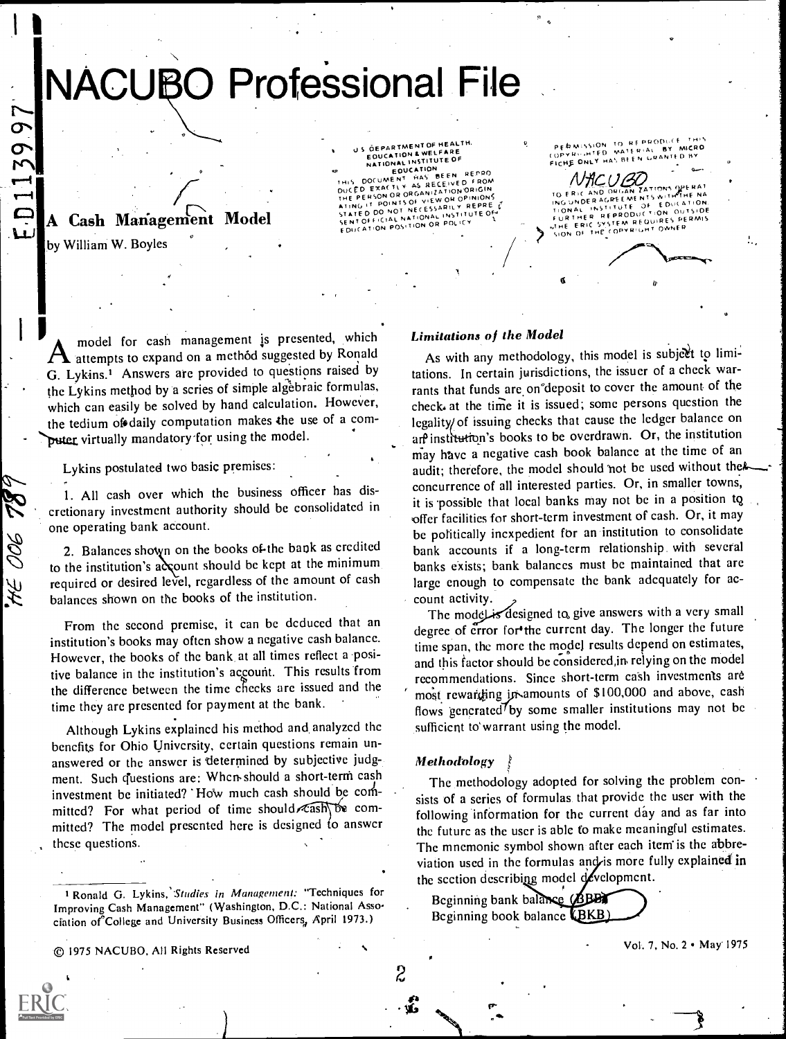# NACUBO Professional File

## A Cash Management Model

by William W. Boyles

A model for cash management is presented, which attempts to expand on a method suggested by Ronald G. Lykins.[1] Answers are provided to questions raised by the Lykins method by a series of simple algebraic formulas, which can easily be solved by hand calculation. However, the tedium of daily computation makes the use of a computer virtually mandatory for using the model.

Lykins postulated two basic premises:

1. All cash over which the business officer has discretionary investment authority should be consolidated in one operating bank account.

2. Balances shown on the books of the bank as credited to the institution's account should be kept at the minimum required or desired level, regardless of the amount of cash balances shown on the books of the institution.

From the second premise, it can be deduced that an institution's books may often show a negative cash balance. However, the books of the bank at all times reflect a positive balance in the institution's account. This results from the difference between the time checks are issued and the time they are presented for payment at the bank.

Although Lykins explained his method and analyzed the benefits for Ohio University, certain questions remain unanswered or the answer is determined by subjective judgment. Such questions are: When should a short-term cash investment be initiated? How much cash should be committed? For what period of time should cash be committed? The model presented here is designed to answer these questions.

[1] Ronald G. Lykins, *Studies in Management:* "Techniques for Improving Cash Management" (Washington, D.C.: National Association of College and University Business Officers, April 1973.)

© 1975 NACUBO. All Rights Reserved

### *Limitations of the Model*

As with any methodology, this model is subject to limitations. In certain jurisdictions, the issuer of a check warrants that funds are on deposit to cover the amount of the check at the time it is issued; some persons question the legality of issuing checks that cause the ledger balance on an institution's books to be overdrawn. Or, the institution may have a negative cash book balance at the time of an audit; therefore, the model should not be used without the concurrence of all interested parties. Or, in smaller towns, it is possible that local banks may not be in a position to offer facilities for short-term investment of cash. Or, it may be politically inexpedient for an institution to consolidate bank accounts if a long-term relationship with several banks exists; bank balances must be maintained that are large enough to compensate the bank adequately for account activity.

The model is designed to give answers with a very small degree of error for the current day. The longer the future time span, the more the model results depend on estimates, and this factor should be considered in relying on the model recommendations. Since short-term cash investments are most rewarding in amounts of $100,000 and above, cash flows generated by some smaller institutions may not be sufficient to warrant using the model.

### *Methodology*

The methodology adopted for solving the problem consists of a series of formulas that provide the user with the following information for the current day and as far into the future as the user is able to make meaningful estimates. The mnemonic symbol shown after each item is the abbreviation used in the formulas and is more fully explained in the section describing model development.

Beginning bank balance (BBB)
Beginning book balance (BKB)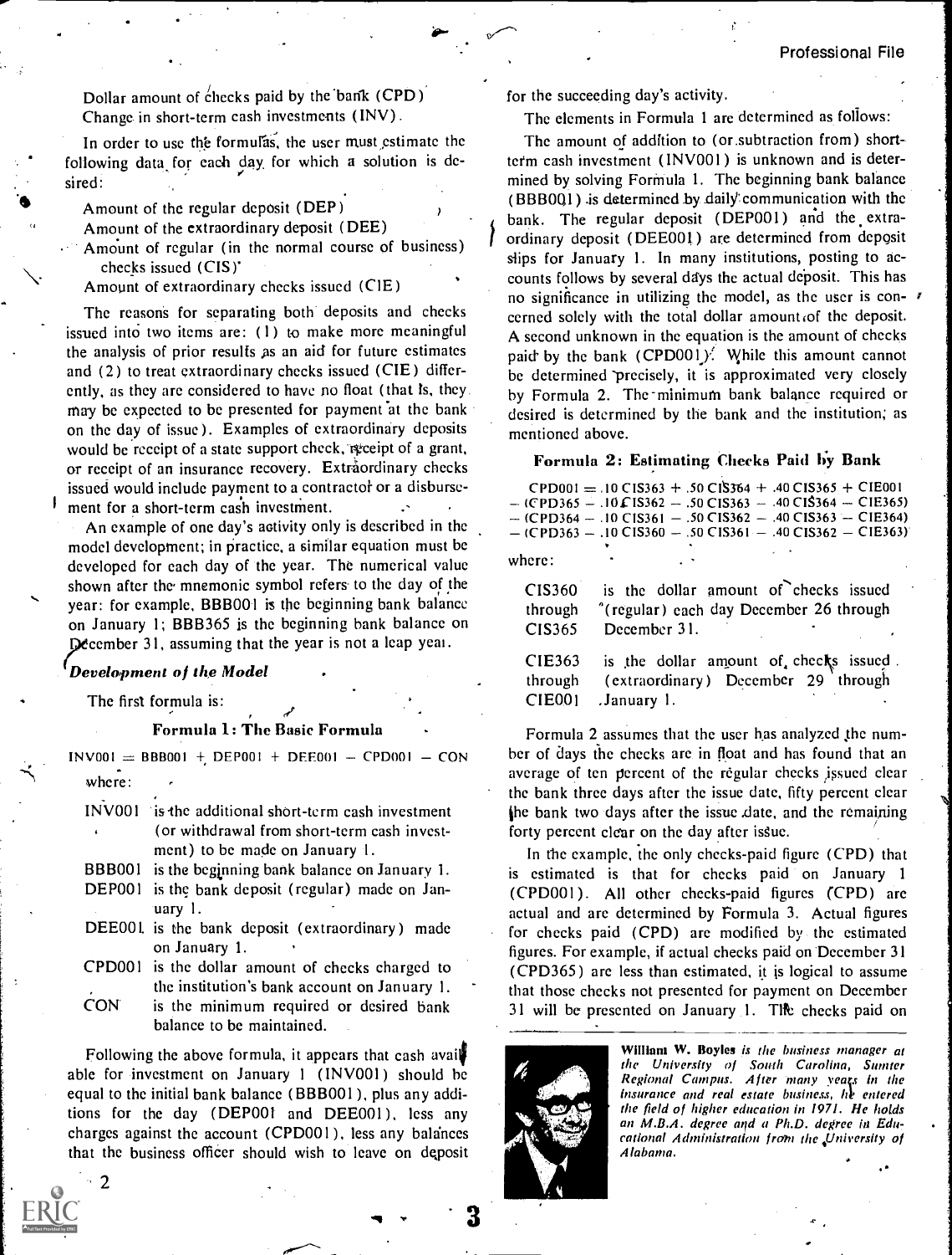Dollar amount of checks paid by the bank (CPD)
Change in short-term cash investments (INV).

In order to use the formulas, the user must estimate the following data for each day for which a solution is desired:

Amount of the regular deposit (DEP)
Amount of the extraordinary deposit (DEE)
Amount of regular (in the normal course of business) checks issued (CIS)
Amount of extraordinary checks issued (CIE)

The reasons for separating both deposits and checks issued into two items are: (1) to make more meaningful the analysis of prior results as an aid for future estimates and (2) to treat extraordinary checks issued (CIE) differently, as they are considered to have no float (that is, they may be expected to be presented for payment at the bank on the day of issue). Examples of extraordinary deposits would be receipt of a state support check, receipt of a grant, or receipt of an insurance recovery. Extraordinary checks issued would include payment to a contractor or a disbursement for a short-term cash investment.

An example of one day's activity only is described in the model development; in practice, a similar equation must be developed for each day of the year. The numerical value shown after the mnemonic symbol refers to the day of the year: for example, BBB001 is the beginning bank balance on January 1; BBB365 is the beginning bank balance on December 31, assuming that the year is not a leap year.

### *Development of the Model*

The first formula is:

#### Formula 1: The Basic Formula

$$INV001 = BBB001 + DEP001 + DEE001 - CPD001 - CON$$

where:

- INV001 is the additional short-term cash investment (or withdrawal from short-term cash investment) to be made on January 1.
- BBB001 is the beginning bank balance on January 1.
- DEP001 is the bank deposit (regular) made on January 1.
- DEE001 is the bank deposit (extraordinary) made on January 1.
- CPD001 is the dollar amount of checks charged to the institution's bank account on January 1.
- CON is the minimum required or desired bank balance to be maintained.

Following the above formula, it appears that cash available for investment on January 1 (INV001) should be equal to the initial bank balance (BBB001), plus any additions for the day (DEP001 and DEE001), less any charges against the account (CPD001), less any balances that the business officer should wish to leave on deposit for the succeeding day's activity.

The elements in Formula 1 are determined as follows:

The amount of addition to (or subtraction from) short-term cash investment (INV001) is unknown and is determined by solving Formula 1. The beginning bank balance (BBB001) is determined by daily communication with the bank. The regular deposit (DEP001) and the extraordinary deposit (DEE001) are determined from deposit slips for January 1. In many institutions, posting to accounts follows by several days the actual deposit. This has no significance in utilizing the model, as the user is concerned solely with the total dollar amount of the deposit. A second unknown in the equation is the amount of checks paid by the bank (CPD001). While this amount cannot be determined precisely, it is approximated very closely by Formula 2. The minimum bank balance required or desired is determined by the bank and the institution; as mentioned above.

#### Formula 2: Estimating Checks Paid by Bank

$$\begin{aligned} CPD001 = {} & .10\,CIS363 + .50\,CIS364 + .40\,CIS365 + CIE001 \\ & - (CPD365 - .10\,CIS362 - .50\,CIS363 - .40\,CIS364 - CIE365) \\ & - (CPD364 - .10\,CIS361 - .50\,CIS362 - .40\,CIS363 - CIE364) \\ & - (CPD363 - .10\,CIS360 - .50\,CIS361 - .40\,CIS362 - CIE363) \end{aligned}$$

where:

- CIS360 through CIS365 is the dollar amount of checks issued (regular) each day December 26 through December 31.
- CIE363 through CIE001 is the dollar amount of checks issued (extraordinary) December 29 through January 1.

Formula 2 assumes that the user has analyzed the number of days the checks are in float and has found that an average of ten percent of the regular checks issued clear the bank three days after the issue date, fifty percent clear the bank two days after the issue date, and the remaining forty percent clear on the day after issue.

In the example, the only checks-paid figure (CPD) that is estimated is that for checks paid on January 1 (CPD001). All other checks-paid figures (CPD) are actual and are determined by Formula 3. Actual figures for checks paid (CPD) are modified by the estimated figures. For example, if actual checks paid on December 31 (CPD365) are less than estimated, it is logical to assume that those checks not presented for payment on December 31 will be presented on January 1. The checks paid on

*William W. Boyles is the business manager at the University of South Carolina, Sumter Regional Campus. After many years in the insurance and real estate business, he entered the field of higher education in 1971. He holds an M.B.A. degree and a Ph.D. degree in Educational Administration from the University of Alabama.*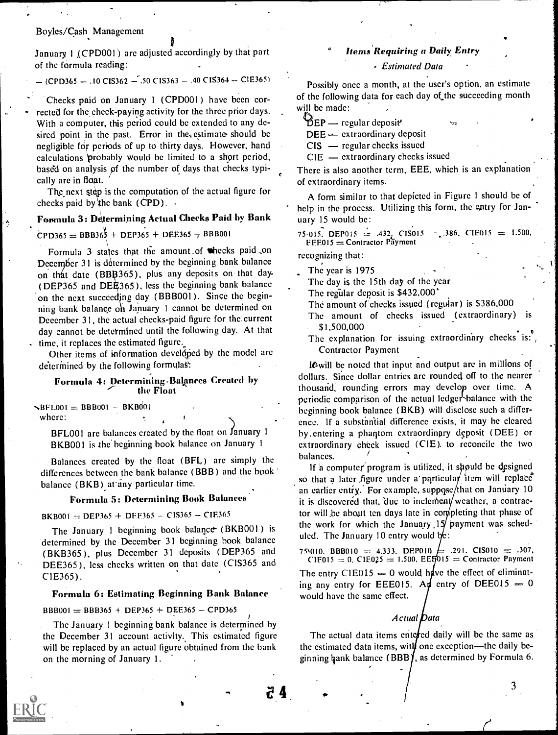January 1 (CPD001) are adjusted accordingly by that part of the formula reading:

$$-(CPD365 - .10\ CIS362 - .50\ CIS363 - .40\ CIS364 - CIE365)$$

Checks paid on January 1 (CPD001) have been corrected for the check-paying activity for the three prior days. With a computer, this period could be extended to any desired point in the past. Error in the estimate should be negligible for periods of up to thirty days. However, hand calculations probably would be limited to a short period, based on analysis of the number of days that checks typically are in float.

The next step is the computation of the actual figure for checks paid by the bank (CPD).

### Formula 3: Determining Actual Checks Paid by Bank

$$CPD365 = BBB365 + DEP365 + DEE365 - BBB001$$

Formula 3 states that the amount of checks paid on December 31 is determined by the beginning bank balance on that date (BBB365), plus any deposits on that day (DEP365 and DEE365), less the beginning bank balance on the next succeeding day (BBB001). Since the beginning bank balance on January 1 cannot be determined on December 31, the actual checks-paid figure for the current day cannot be determined until the following day. At that time, it replaces the estimated figure.

Other items of information developed by the model are determined by the following formulas:

### Formula 4: Determining Balances Created by the Float

$$BFL001 = BBB001 - BKB001$$

where:

> BFL001 are balances created by the float on January 1
> BKB001 is the beginning book balance on January 1

Balances created by the float (BFL) are simply the differences between the bank balance (BBB) and the book balance (BKB) at any particular time.

### Formula 5: Determining Book Balances

$$BKB001 = DEP365 + DEE365 - CIS365 - CIE365$$

The January 1 beginning book balance (BKB001) is determined by the December 31 beginning book balance (BKB365), plus December 31 deposits (DEP365 and DEE365), less checks written on that date (CIS365 and CIE365).

### Formula 6: Estimating Beginning Bank Balance

$$BBB001 = BBB365 + DEP365 + DEE365 - CPD365$$

The January 1 beginning bank balance is determined by the December 31 account activity. This estimated figure will be replaced by an actual figure obtained from the bank on the morning of January 1.

## Items Requiring a Daily Entry

### *Estimated Data*

Possibly once a month, at the user's option, an estimate of the following data for each day of the succeeding month will be made:

- DEP — regular deposit
- DEE — extraordinary deposit
- CIS — regular checks issued
- CIE — extraordinary checks issued

There is also another term, EEE, which is an explanation of extraordinary items.

A form similar to that depicted in Figure 1 should be of help in the process. Utilizing this form, the entry for January 15 would be:

75-015. DEP015 = .432, CIS015 = .386. CIE015 = 1.500, EEE015 = Contractor Payment

recognizing that:

- The year is 1975
- The day is the 15th day of the year
- The regular deposit is \$432,000
- The amount of checks issued (regular) is \$386,000
- The amount of checks issued (extraordinary) is \$1,500,000
- The explanation for issuing extraordinary checks is: Contractor Payment

It will be noted that input and output are in millions of dollars. Since dollar entries are rounded off to the nearer thousand, rounding errors may develop over time. A periodic comparison of the actual ledger balance with the beginning book balance (BKB) will disclose such a difference. If a substantial difference exists, it may be cleared by entering a phantom extraordinary deposit (DEE) or extraordinary check issued (CIE) to reconcile the two balances.

If a computer program is utilized, it should be designed so that a later figure under a particular item will replace an earlier entry. For example, suppose that on January 10 it is discovered that, due to inclement weather, a contractor will be about ten days late in completing that phase of the work for which the January 15 payment was scheduled. The January 10 entry would be:

75-010. BBB010 = 4.333. DEP010 = .291. CIS010 = .307, CIE015 = 0. CIE025 = 1.500, EEE015 = Contractor Payment

The entry CIE015 = 0 would have the effect of eliminating any entry for EEE015. An entry of DEE015 = 0 would have the same effect.

### *Actual Data*

The actual data items entered daily will be the same as the estimated data items, with one exception—the daily beginning bank balance (BBB), as determined by Formula 6.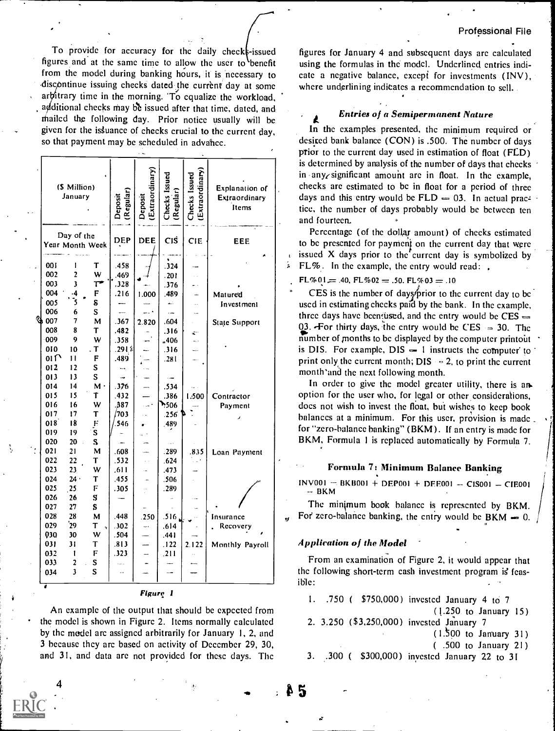To provide for accuracy for the daily checks-issued figures and at the same time to allow the user to benefit from the model during banking hours, it is necessary to discontinue issuing checks dated the current day at some arbitrary time in the morning. To equalize the workload, additional checks may be issued after that time, dated, and mailed the following day. Prior notice usually will be given for the issuance of checks crucial to the current day, so that payment may be scheduled in advance.

| ($ Million) January | | | Deposit (Regular) | Deposit (Extraordinary) | Checks Issued (Regular) | Checks Issued (Extraordinary) | Explanation of Extraordinary Items |
|---|---|---|---|---|---|---|---|
| Day of the Year | Month | Week | DEP | DEE | CIS | CIE | EEE |
| 001 | 1 | T | .458 | | .324 | — | |
| 002 | 2 | W | .469 | | .201 | | |
| 003 | 3 | T | .328 | — | .376 | — | |
| 004 | 4 | F | .216 | 1.000 | .489 | — | Matured |
| 005 | 5 | S | — | — | — | — | Investment |
| 006 | 6 | S | — | — | — | | |
| 007 | 7 | M | .367 | 2.820 | .604 | | State Support |
| 008 | 8 | T | .482 | — | .316 | — | |
| 009 | 9 | W | .358 | — | .406 | — | |
| 010 | 10 | T | .291 | — | .316 | — | |
| 011 | 11 | F | .489 | — | .281 | — | |
| 012 | 12 | S | — | — | | | |
| 013 | 13 | S | — | — | — | | |
| 014 | 14 | M | .376 | — | .534 | — | |
| 015 | 15 | T | .432 | — | .386 | 1.500 | Contractor |
| 016 | 16 | W | .387 | — | .506 | — | Payment |
| 017 | 17 | T | .703 | — | .256 | — | |
| 018 | 18 | F | .546 | — | .489 | — | |
| 019 | 19 | S | — | — | | | |
| 020 | 20 | S | — | — | | | |
| 021 | 21 | M | .608 | — | .289 | .835 | Loan Payment |
| 022 | 22 | T | .532 | — | .624 | — | |
| 023 | 23 | W | .611 | — | .473 | — | |
| 024 | 24 | T | .455 | — | .506 | — | |
| 025 | 25 | F | .305 | — | .289 | | |
| 026 | 26 | S | — | — | — | — | |
| 027 | 27 | S | | — | | | |
| 028 | 28 | M | .448 | .250 | .516 | — | Insurance |
| 029 | 29 | T | .302 | — | .614 | — | Recovery |
| 030 | 30 | W | .504 | — | .441 | — | |
| 031 | 31 | T | .813 | — | .122 | 2.122 | Monthly Payroll |
| 032 | 1 | F | .323 | — | .211 | — | |
| 033 | 2 | S | — | — | — | — | |
| 034 | 3 | S | — | — | — | — | |

Figure 1

An example of the output that should be expected from the model is shown in Figure 2. Items normally calculated by the model are assigned arbitrarily for January 1, 2, and 3 because they are based on activity of December 29, 30, and 31, and data are not provided for these days. The figures for January 4 and subsequent days are calculated using the formulas in the model. Underlined entries indicate a negative balance, except for investments (INV), where underlining indicates a recommendation to sell.

### *Entries of a Semipermanent Nature*

In the examples presented, the minimum required or desired bank balance (CON) is .500. The number of days prior to the current day used in estimation of float (FLD) is determined by analysis of the number of days that checks in any significant amount are in float. In the example, checks are estimated to be in float for a period of three days and this entry would be FLD = 03. In actual practice, the number of days probably would be between ten and fourteen.

Percentage (of the dollar amount) of checks estimated to be presented for payment on the current day that were issued X days prior to the current day is symbolized by FL%. In the example, the entry would read:

FL%01 = .40, FL%02 = .50, FL%03 = .10

CES is the number of days prior to the current day to be used in estimating checks paid by the bank. In the example, three days have been used, and the entry would be CES = 03. For thirty days, the entry would be CES = 30. The number of months to be displayed by the computer printout is DIS. For example, DIS = 1 instructs the computer to print only the current month; DIS = 2, to print the current month and the next following month.

In order to give the model greater utility, there is an option for the user who, for legal or other considerations, does not wish to invest the float, but wishes to keep book balances at a minimum. For this user, provision is made for "zero-balance banking" (BKM). If an entry is made for BKM, Formula 1 is replaced automatically by Formula 7.

#### Formula 7: Minimum Balance Banking

INV001 = BKB001 + DEP001 + DEE001 − CIS001 − CIE001 − BKM

The minimum book balance is represented by BKM. For zero-balance banking, the entry would be BKM = 0.

### *Application of the Model*

From an examination of Figure 2, it would appear that the following short-term cash investment program is feasible:

1. .750 ($750,000) invested January 4 to 7 (1.250 to January 15)
2. 3.250 ($3,250,000) invested January 7 (1.500 to January 31) (.500 to January 21)
3. .300 ($300,000) invested January 22 to 31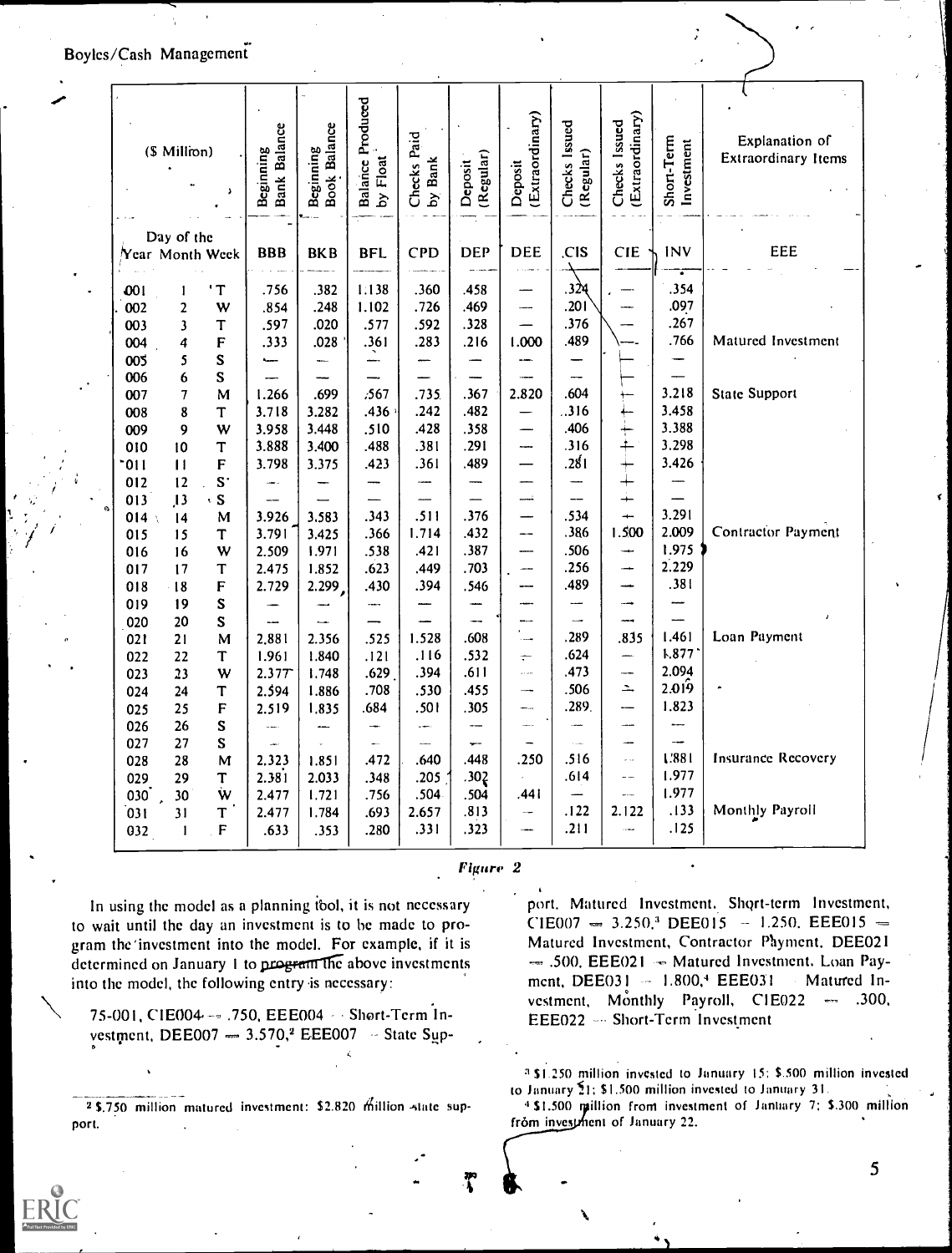| ($ Million) | | | Beginning Bank Balance | Beginning Book Balance | Balance Produced by Float | Checks Paid by Bank | Deposit (Regular) | Deposit (Extraordinary) | Checks Issued (Regular) | Checks Issued (Extraordinary) | Short-Term Investment | Explanation of Extraordinary Items |
|---|---|---|---|---|---|---|---|---|---|---|---|---|
| Day of the Year | Month | Week | BBB | BKB | BFL | CPD | DEP | DEE | CIS | CIE | INV | EEE |
| 001 | 1 | T | .756 | .382 | 1.138 | .360 | .458 | — | .324 | — | .354 | |
| 002 | 2 | W | .854 | .248 | 1.102 | .726 | .469 | — | .201 | — | .097 | |
| 003 | 3 | T | .597 | .020 | .577 | .592 | .328 | — | .376 | — | .267 | |
| 004 | 4 | F | .333 | .028 | .361 | .283 | .216 | 1.000 | .489 | — | .766 | Matured Investment |
| 005 | 5 | S | — | — | — | — | — | — | — | — | — | |
| 006 | 6 | S | — | — | — | — | — | — | — | — | — | |
| 007 | 7 | M | 1.266 | .699 | .567 | .735 | .367 | 2.820 | .604 | — | 3.218 | State Support |
| 008 | 8 | T | 3.718 | 3.282 | .436 | .242 | .482 | — | .316 | — | 3.458 | |
| 009 | 9 | W | 3.958 | 3.448 | .510 | .428 | .358 | — | .406 | — | 3.388 | |
| 010 | 10 | T | 3.888 | 3.400 | .488 | .381 | .291 | — | .316 | — | 3.298 | |
| 011 | 11 | F | 3.798 | 3.375 | .423 | .361 | .489 | — | .281 | — | 3.426 | |
| 012 | 12 | S | — | — | — | — | — | — | — | — | — | |
| 013 | 13 | S | — | — | — | — | — | — | — | — | — | |
| 014 | 14 | M | 3.926 | 3.583 | .343 | .511 | .376 | — | .534 | — | 3.291 | |
| 015 | 15 | T | 3.791 | 3.425 | .366 | 1.714 | .432 | — | .386 | 1.500 | 2.009 | Contractor Payment |
| 016 | 16 | W | 2.509 | 1.971 | .538 | .421 | .387 | — | .506 | — | 1.975 | |
| 017 | 17 | T | 2.475 | 1.852 | .623 | .449 | .703 | — | .256 | — | 2.229 | |
| 018 | 18 | F | 2.729 | 2.299 | .430 | .394 | .546 | — | .489 | — | .381 | |
| 019 | 19 | S | — | — | — | — | — | — | — | — | — | |
| 020 | 20 | S | — | — | — | — | — | — | — | — | — | |
| 021 | 21 | M | 2.881 | 2.356 | .525 | 1.528 | .608 | — | .289 | .835 | 1.461 | Loan Payment |
| 022 | 22 | T | 1.961 | 1.840 | .121 | .116 | .532 | — | .624 | — | 1.877 | |
| 023 | 23 | W | 2.377 | 1.748 | .629 | .394 | .611 | — | .473 | — | 2.094 | |
| 024 | 24 | T | 2.594 | 1.886 | .708 | .530 | .455 | — | .506 | — | 2.019 | |
| 025 | 25 | F | 2.519 | 1.835 | .684 | .501 | .305 | — | .289 | — | 1.823 | |
| 026 | 26 | S | — | — | — | — | — | — | — | — | — | |
| 027 | 27 | S | — | — | — | — | — | — | — | — | — | |
| 028 | 28 | M | 2.323 | 1.851 | .472 | .640 | .448 | .250 | .516 | — | 1.881 | Insurance Recovery |
| 029 | 29 | T | 2.381 | 2.033 | .348 | .205 | .302 | — | .614 | — | 1.977 | |
| 030 | 30 | W | 2.477 | 1.721 | .756 | .504 | .504 | .441 | — | — | 1.977 | |
| 031 | 31 | T | 2.477 | 1.784 | .693 | 2.657 | .813 | — | .122 | 2.122 | .133 | Monthly Payroll |
| 032 | 1 | F | .633 | .353 | .280 | .331 | .323 | — | .211 | — | .125 | |

*Figure 2*

In using the model as a planning tool, it is not necessary to wait until the day an investment is to be made to program the investment into the model. For example, if it is determined on January 1 to program the above investments into the model, the following entry is necessary:

75-001, CIE004 = .750, EEE004 = Short-Term Investment, DEE007 = 3.570,[2] EEE007 = State Support, Matured Investment, Short-term Investment, CIE007 = 3.250,[3] DEE015 = 1.250, EEE015 = Matured Investment, Contractor Payment, DEE021 = .500, EEE021 = Matured Investment, Loan Payment, DEE031 = 1.800,[4] EEE031 = Matured Investment, Monthly Payroll, CIE022 = .300, EEE022 = Short-Term Investment

[2] $.750 million matured investment; $2.820 million state support.

[3] $1.250 million invested to January 15; $.500 million invested to January 21; $1.500 million invested to January 31.

[4] $1.500 million from investment of January 7; $.300 million from investment of January 22.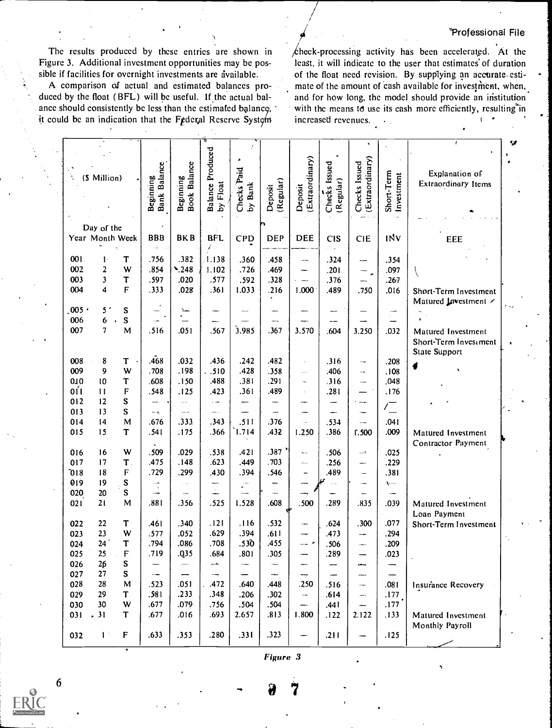The results produced by these entries are shown in Figure 3. Additional investment opportunities may be possible if facilities for overnight investments are available.

A comparison of actual and estimated balances produced by the float (BFL) will be useful. If the actual balance should consistently be less than the estimated balance, it could be an indication that the Federal Reserve System check-processing activity has been accelerated. At the least, it will indicate to the user that estimates of duration of the float need revision. By supplying an accurate estimate of the amount of cash available for investment, when, and for how long, the model should provide an institution with the means to use its cash more efficiently, resulting in increased revenues.

| ($ Million) | | | Beginning Bank Balance | Beginning Book Balance | Balance Produced by Float | Checks Paid by Bank | Deposit (Regular) | Deposit (Extraordinary) | Checks Issued (Regular) | Checks Issued (Extraordinary) | Short-Term Investment | Explanation of Extraordinary Items |
|---|---|---|---|---|---|---|---|---|---|---|---|---|
| Day of the Year | Month | Week | BBB | BKB | BFL | CPD | DEP | DEE | CIS | CIE | INV | EEE |
| 001 | 1 | T | .756 | .382 | 1.138 | .360 | .458 | — | .324 | — | .354 | |
| 002 | 2 | W | .854 | .248 | 1.102 | .726 | .469 | — | .201 | — | .097 | |
| 003 | 3 | T | .597 | .020 | .577 | .592 | .328 | — | .376 | — | .267 | |
| 004 | 4 | F | .333 | .028 | .361 | 1.033 | .216 | 1.000 | .489 | .750 | .016 | Short-Term Investment Matured Investment |
| 005 | 5 | S | — | — | — | — | — | — | — | — | — | |
| 006 | 6 | S | — | — | — | — | — | — | — | — | — | |
| 007 | 7 | M | .516 | .051 | .567 | 3.985 | .367 | 3.570 | .604 | 3.250 | .032 | Matured Investment Short-Term Investment State Support |
| 008 | 8 | T | .468 | .032 | .436 | .242 | .482 | | .316 | — | .208 | |
| 009 | 9 | W | .708 | .198 | .510 | .428 | .358 | — | .406 | — | .108 | |
| 010 | 10 | T | .608 | .150 | .488 | .381 | .291 | — | .316 | — | .048 | |
| 011 | 11 | F | .548 | .125 | .423 | .361 | .489 | | .281 | — | .176 | |
| 012 | 12 | S | — | — | — | — | — | — | — | — | — | |
| 013 | 13 | S | — | — | — | — | — | — | — | — | — | |
| 014 | 14 | M | .676 | .333 | .343 | .511 | .376 | — | .534 | — | .041 | |
| 015 | 15 | T | .541 | .175 | .366 | 1.714 | .432 | 1.250 | .386 | 1.500 | .009 | Matured Investment Contractor Payment |
| 016 | 16 | W | .509 | .029 | .538 | .421 | .387 | — | .506 | — | .025 | |
| 017 | 17 | T | .475 | .148 | .623 | .449 | .703 | — | .256 | — | .229 | |
| 018 | 18 | F | .729 | .299 | .430 | .394 | .546 | — | .489 | — | .381 | |
| 019 | 19 | S | — | — | — | — | — | — | — | — | — | |
| 020 | 20 | S | — | — | — | — | — | — | — | — | — | |
| 021 | 21 | M | .881 | .356 | .525 | 1.528 | .608 | .500 | .289 | .835 | .039 | Matured Investment Loan Payment |
| 022 | 22 | T | .461 | .340 | .121 | .116 | .532 | — | .624 | .300 | .077 | Short-Term Investment |
| 023 | 23 | W | .577 | .052 | .629 | .394 | .611 | — | .473 | — | .294 | |
| 024 | 24 | T | .794 | .086 | .708 | .530 | .455 | — | .506 | — | .209 | |
| 025 | 25 | F | .719 | .035 | .684 | .801 | .305 | — | .289 | — | .023 | |
| 026 | 26 | S | — | — | — | — | — | — | — | — | — | |
| 027 | 27 | S | — | — | — | — | — | — | — | — | — | |
| 028 | 28 | M | .523 | .051 | .472 | .640 | .448 | .250 | .516 | — | .081 | Insurance Recovery |
| 029 | 29 | T | .581 | .233 | .348 | .206 | .302 | — | .614 | — | .177 | |
| 030 | 30 | W | .677 | .079 | .756 | .504 | .504 | — | .441 | — | .177 | |
| 031 | 31 | T | .677 | .016 | .693 | 2.657 | .813 | 1.800 | .122 | 2.122 | .133 | Matured Investment Monthly Payroll |
| 032 | 1 | F | .633 | .353 | .280 | .331 | .323 | — | .211 | — | .125 | |

*Figure 3*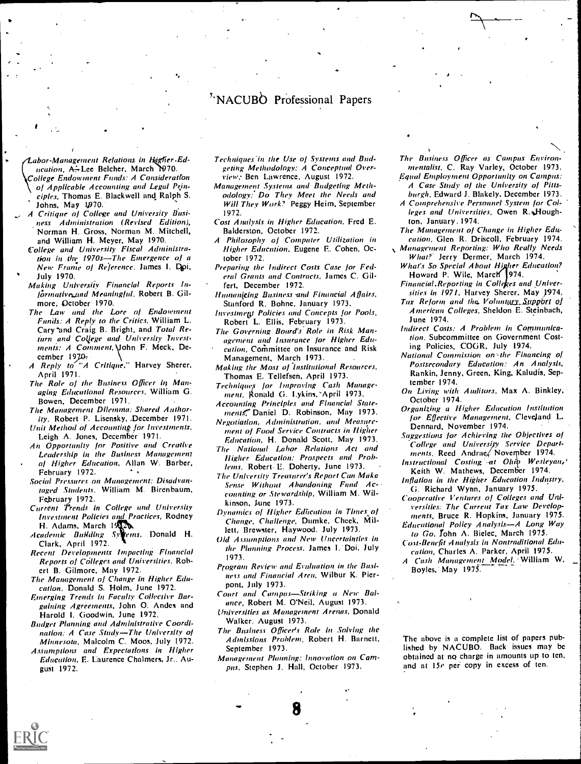# NACUBO Professional Papers

*Labor-Management Relations in Higher Education*, A. Lee Belcher, March 1970.

*College Endowment Funds: A Consideration of Applicable Accounting and Legal Principles*, Thomas E. Blackwell and Ralph S. Johns, May 1970.

*A Critique of College and University Business Administration (Revised Edition)*, Norman H. Gross, Norman M. Mitchell, and William H. Meyer, May 1970.

*College and University Fiscal Administration in the 1970s—The Emergence of a New Frame of Reference*, James I. Doi, July 1970.

*Making University Financial Reports Informative and Meaningful*, Robert B. Gilmore, October 1970.

*The Law and the Lore of Endowment Funds: A Reply to the Critics*, William L. Cary and Craig B. Bright, and *Total Return and College and University Investments: A Comment*, John F. Meck, December 1970.

*A Reply to "A Critique,"* Harvey Sherer, April 1971.

*The Role of the Business Officer in Managing Educational Resources*, William G. Bowen, December 1971.

*The Management Dilemma: Shared Authority*, Robert P. Lisensky, December 1971.

*Unit Method of Accounting for Investments*, Leigh A. Jones, December 1971.

*An Opportunity for Positive and Creative Leadership in the Business Management of Higher Education*, Allan W. Barber, February 1972.

*Social Pressures on Management: Disadvantaged Students*, William M. Birenbaum, February 1972.

*Current Trends in College and University Investment Policies and Practices*, Rodney H. Adams, March 1972.

*Academic Building Systems*, Donald H. Clark, April 1972.

*Recent Developments Impacting Financial Reports of Colleges and Universities*, Robert B. Gilmore, May 1972.

*The Management of Change in Higher Education*, Donald S. Holm, June 1972.

*Emerging Trends in Faculty Collective Bargaining Agreements*, John O. Andes and Harold I. Goodwin, June 1972.

*Budget Planning and Administrative Coordination: A Case Study—The University of Minnesota*, Malcolm C. Moos, July 1972.

*Assumptions and Expectations in Higher Education*, E. Laurence Chalmers, Jr., August 1972.

*Techniques in the Use of Systems and Budgeting Methodology: A Conceptual Overview*, Ben Lawrence, August 1972.

*Management Systems and Budgeting Methodology: Do They Meet the Needs and Will They Work?* Peggy Heim, September 1972.

*Cost Analysis in Higher Education*, Fred E. Balderston, October 1972.

*A Philosophy of Computer Utilization in Higher Education*, Eugene E. Cohen, October 1972.

*Preparing the Indirect Costs Case for Federal Grants and Contracts*, James C. Gilfert, December 1972.

*Humanizing Business and Financial Affairs*, Stanford R. Bohne, January 1973.

*Investment Policies and Concepts for Pools*, Robert L. Ellis, February 1973.

*The Governing Board's Role in Risk Management and Insurance for Higher Education*, Committee on Insurance and Risk Management, March 1973.

*Making the Most of Institutional Resources*, Thomas E. Tellefsen, April 1973.

*Techniques for Improving Cash Management*, Ronald G. Lykins, April 1973.

*Accounting Principles and Financial Statements*, Daniel D. Robinson, May 1973.

*Negotiation, Administration, and Measurement of Food Service Contracts in Higher Education*, H. Donald Scott, May 1973.

*The National Labor Relations Act and Higher Education: Prospects and Problems*, Robert E. Doherty, June 1973.

*The University Treasurer's Report Can Make Sense Without Abandoning Fund Accounting or Stewardship*, William M. Wilkinson, June 1973.

*Dynamics of Higher Education in Times of Change, Challenge*, Dumke, Cheek, Millett, Brewster, Haywood, July 1973.

*Old Assumptions and New Uncertainties in the Planning Process*, James I. Doi, July 1973.

*Program Review and Evaluation in the Business and Financial Area*, Wilbur K. Pierpont, July 1973.

*Court and Campus—Striking a New Balance*, Robert M. O'Neil, August 1973.

*Universities as Management Arenas*, Donald Walker, August 1973.

*The Business Officer's Role in Solving the Admissions Problem*, Robert H. Barnett, September 1973.

*Management Planning: Innovation on Campus*, Stephen J. Hall, October 1973.

*The Business Officer as Campus Environmentalist*, C. Ray Varley, October 1973.

*Equal Employment Opportunity on Campus: A Case Study of the University of Pittsburgh*, Edward J. Blakely, December 1973.

*A Comprehensive Personnel System for Colleges and Universities*, Owen R. Houghton, January 1974.

*The Management of Change in Higher Education*, Glen R. Driscoll, February 1974.

*Management Reporting: Who Really Needs What?* Jerry Dermer, March 1974.

*What's So Special About Higher Education?* Howard P. Wile, March 1974.

*Financial Reporting in Colleges and Universities in 1971*, Harvey Sherer, May 1974.

*Tax Reform and the Voluntary Support of American Colleges*, Sheldon E. Steinbach, June 1974.

*Indirect Costs: A Problem in Communication*, Subcommittee on Government Costing Policies, COGR, July 1974.

*National Commission on the Financing of Postsecondary Education: An Analysis*, Rankin, Jenny, Green, King, Kaludis, September 1974.

*On Living with Auditors*, Max A. Binkley, October 1974.

*Organizing a Higher Education Institution for Effective Management*, Cleveland L. Dennard, November 1974.

*Suggestions for Achieving the Objectives of College and University Service Departments*, Reed Andrae, November 1974.

*Instructional Costing at Ohio Wesleyan*, Keith W. Mathews, December 1974.

*Inflation in the Higher Education Industry*, G. Richard Wynn, January 1975.

*Cooperative Ventures of Colleges and Universities: The Current Tax Law Developments*, Bruce R. Hopkins, January 1975.

*Educational Policy Analysis—A Long Way to Go*, John A. Bielec, March 1975.

*Cost-Benefit Analysis in Nontraditional Education*, Charles A. Parker, April 1975.

*A Cash Management Model*, William W. Boyles, May 1975.

The above is a complete list of papers published by NACUBO. Back issues may be obtained at no charge in amounts up to ten, and at 15¢ per copy in excess of ten.